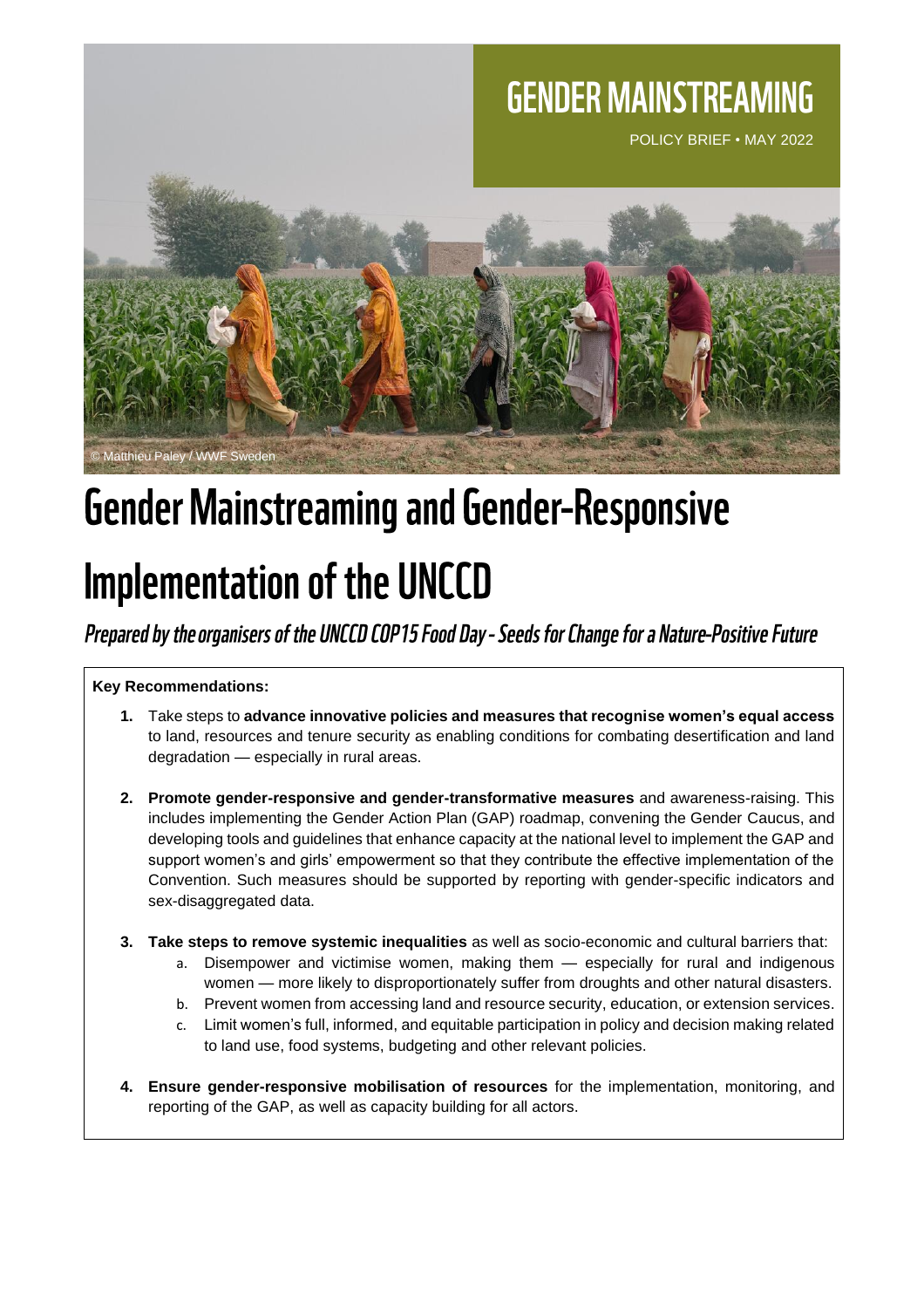GENDER MAINSTREAMING

POLICY BRIEF • MAY 2022

© Matthieu Paley / WWF Sweden

# Gender Mainstreaming and Gender-Responsive Implementation of the UNCCD

*Prepared by the organisers of the UNCCD COP15 Food Day - Seeds for Change for a Nature-Positive Future*

**Key Recommendations:**

1. Take steps to **advance innovative policies and measures that recognise women's equal access** to land, resources and tenure security as enabling conditions for combating desertification and land degradation — especially in rural areas.

2. **Promote gender-responsive and gender-transformative measures** and awareness-raising. This includes implementing the Gender Action Plan (GAP) roadmap, convening the Gender Caucus, and developing tools and guidelines that enhance capacity at the national level to implement the GAP and support women's and girls' empowerment so that they contribute the effective implementation of the Convention. Such measures should be supported by reporting with gender-specific indicators and sex-disaggregated data.

3. **Take steps to remove systemic inequalities** as well as socio-economic and cultural barriers that:
    a. Disempower and victimise women, making them — especially for rural and indigenous women — more likely to disproportionately suffer from droughts and other natural disasters.
    b. Prevent women from accessing land and resource security, education, or extension services.
    c. Limit women's full, informed, and equitable participation in policy and decision making related to land use, food systems, budgeting and other relevant policies.

4. **Ensure gender-responsive mobilisation of resources** for the implementation, monitoring, and reporting of the GAP, as well as capacity building for all actors.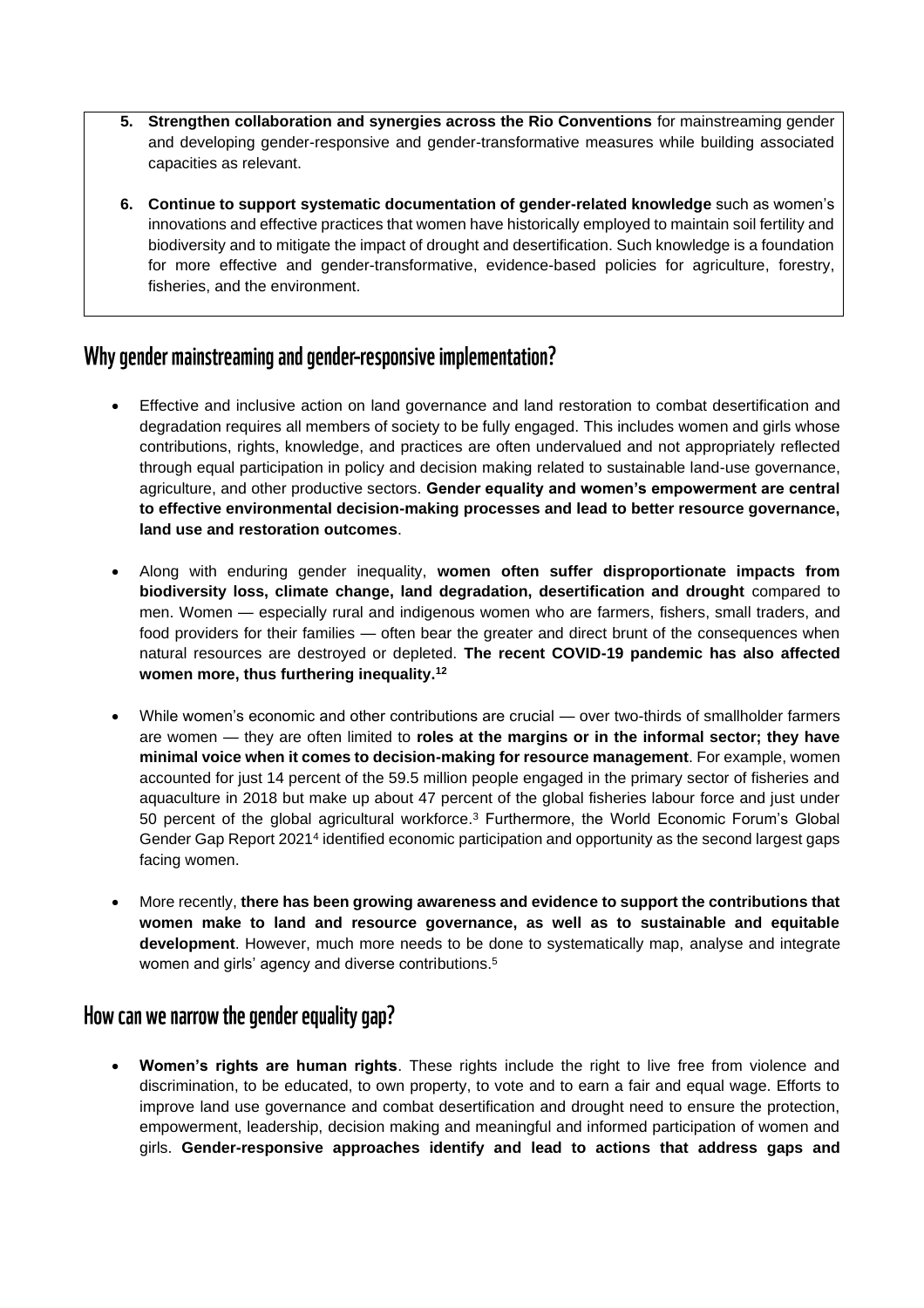5. **Strengthen collaboration and synergies across the Rio Conventions** for mainstreaming gender and developing gender-responsive and gender-transformative measures while building associated capacities as relevant.
6. **Continue to support systematic documentation of gender-related knowledge** such as women's innovations and effective practices that women have historically employed to maintain soil fertility and biodiversity and to mitigate the impact of drought and desertification. Such knowledge is a foundation for more effective and gender-transformative, evidence-based policies for agriculture, forestry, fisheries, and the environment.

## Why gender mainstreaming and gender-responsive implementation?

- Effective and inclusive action on land governance and land restoration to combat desertification and degradation requires all members of society to be fully engaged. This includes women and girls whose contributions, rights, knowledge, and practices are often undervalued and not appropriately reflected through equal participation in policy and decision making related to sustainable land-use governance, agriculture, and other productive sectors. **Gender equality and women's empowerment are central to effective environmental decision-making processes and lead to better resource governance, land use and restoration outcomes**.
- Along with enduring gender inequality, **women often suffer disproportionate impacts from biodiversity loss, climate change, land degradation, desertification and drought** compared to men. Women — especially rural and indigenous women who are farmers, fishers, small traders, and food providers for their families — often bear the greater and direct brunt of the consequences when natural resources are destroyed or depleted. **The recent COVID-19 pandemic has also affected women more, thus furthering inequality.[12]**
- While women's economic and other contributions are crucial — over two-thirds of smallholder farmers are women — they are often limited to **roles at the margins or in the informal sector; they have minimal voice when it comes to decision-making for resource management**. For example, women accounted for just 14 percent of the 59.5 million people engaged in the primary sector of fisheries and aquaculture in 2018 but make up about 47 percent of the global fisheries labour force and just under 50 percent of the global agricultural workforce.[3] Furthermore, the World Economic Forum's Global Gender Gap Report 2021[4] identified economic participation and opportunity as the second largest gaps facing women.
- More recently, **there has been growing awareness and evidence to support the contributions that women make to land and resource governance, as well as to sustainable and equitable development**. However, much more needs to be done to systematically map, analyse and integrate women and girls' agency and diverse contributions.[5]

## How can we narrow the gender equality gap?

- **Women's rights are human rights**. These rights include the right to live free from violence and discrimination, to be educated, to own property, to vote and to earn a fair and equal wage. Efforts to improve land use governance and combat desertification and drought need to ensure the protection, empowerment, leadership, decision making and meaningful and informed participation of women and girls. **Gender-responsive approaches identify and lead to actions that address gaps and**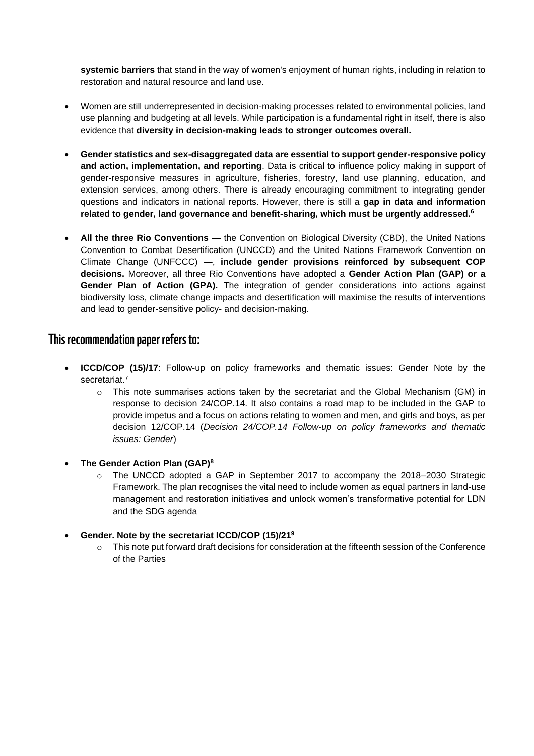**systemic barriers** that stand in the way of women's enjoyment of human rights, including in relation to restoration and natural resource and land use.

- Women are still underrepresented in decision-making processes related to environmental policies, land use planning and budgeting at all levels. While participation is a fundamental right in itself, there is also evidence that **diversity in decision-making leads to stronger outcomes overall.**

- **Gender statistics and sex-disaggregated data are essential to support gender-responsive policy and action, implementation, and reporting**. Data is critical to influence policy making in support of gender-responsive measures in agriculture, fisheries, forestry, land use planning, education, and extension services, among others. There is already encouraging commitment to integrating gender questions and indicators in national reports. However, there is still a **gap in data and information related to gender, land governance and benefit-sharing, which must be urgently addressed.**[6]

- **All the three Rio Conventions** — the Convention on Biological Diversity (CBD), the United Nations Convention to Combat Desertification (UNCCD) and the United Nations Framework Convention on Climate Change (UNFCCC) —, **include gender provisions reinforced by subsequent COP decisions.** Moreover, all three Rio Conventions have adopted a **Gender Action Plan (GAP) or a Gender Plan of Action (GPA).** The integration of gender considerations into actions against biodiversity loss, climate change impacts and desertification will maximise the results of interventions and lead to gender-sensitive policy- and decision-making.

## This recommendation paper refers to:

- **ICCD/COP (15)/17**: Follow-up on policy frameworks and thematic issues: Gender Note by the secretariat.[7]
  - This note summarises actions taken by the secretariat and the Global Mechanism (GM) in response to decision 24/COP.14. It also contains a road map to be included in the GAP to provide impetus and a focus on actions relating to women and men, and girls and boys, as per decision 12/COP.14 (*Decision 24/COP.14 Follow-up on policy frameworks and thematic issues: Gender*)

- **The Gender Action Plan (GAP)**[8]
  - The UNCCD adopted a GAP in September 2017 to accompany the 2018–2030 Strategic Framework. The plan recognises the vital need to include women as equal partners in land-use management and restoration initiatives and unlock women's transformative potential for LDN and the SDG agenda

- **Gender. Note by the secretariat ICCD/COP (15)/21**[9]
  - This note put forward draft decisions for consideration at the fifteenth session of the Conference of the Parties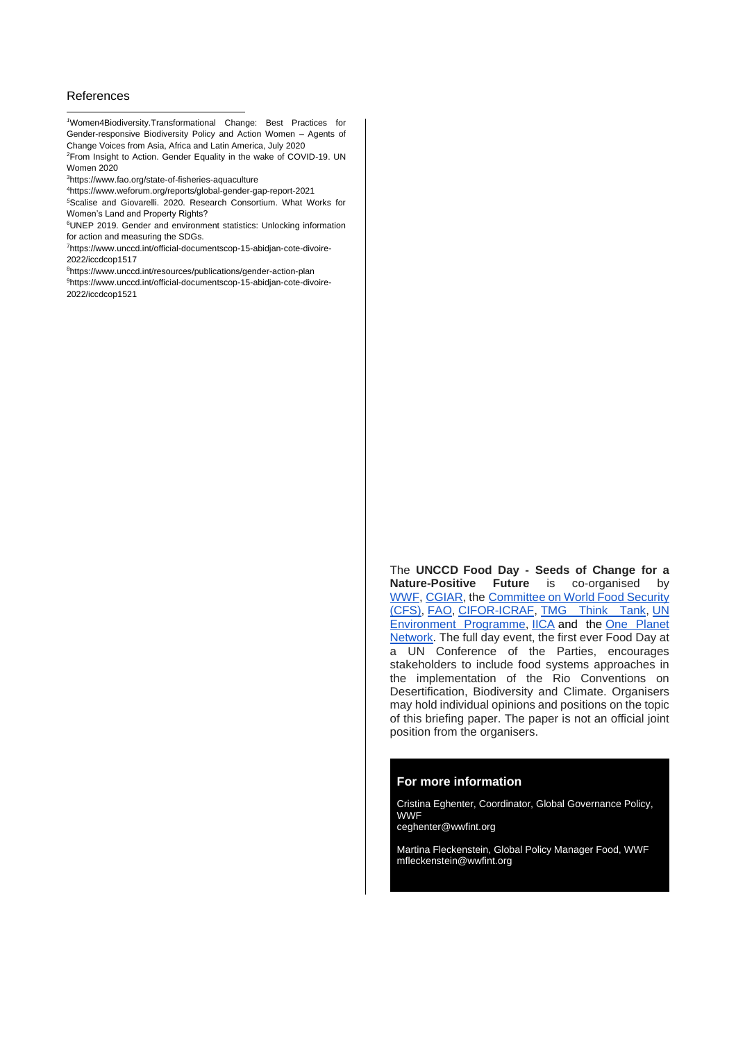References

[1]Women4Biodiversity.Transformational Change: Best Practices for Gender-responsive Biodiversity Policy and Action Women – Agents of Change Voices from Asia, Africa and Latin America, July 2020

[2]From Insight to Action. Gender Equality in the wake of COVID-19. UN Women 2020

[3]https://www.fao.org/state-of-fisheries-aquaculture

[4]https://www.weforum.org/reports/global-gender-gap-report-2021

[5]Scalise and Giovarelli. 2020. Research Consortium. What Works for Women's Land and Property Rights?

[6]UNEP 2019. Gender and environment statistics: Unlocking information for action and measuring the SDGs.

[7]https://www.unccd.int/official-documentscop-15-abidjan-cote-divoire-2022/iccdcop1517

[8]https://www.unccd.int/resources/publications/gender-action-plan

[9]https://www.unccd.int/official-documentscop-15-abidjan-cote-divoire-2022/iccdcop1521

The **UNCCD Food Day - Seeds of Change for a Nature-Positive Future** is co-organised by WWF, CGIAR, the Committee on World Food Security (CFS), FAO, CIFOR-ICRAF, TMG Think Tank, UN Environment Programme, IICA and the One Planet Network. The full day event, the first ever Food Day at a UN Conference of the Parties, encourages stakeholders to include food systems approaches in the implementation of the Rio Conventions on Desertification, Biodiversity and Climate. Organisers may hold individual opinions and positions on the topic of this briefing paper. The paper is not an official joint position from the organisers.

**For more information**

Cristina Eghenter, Coordinator, Global Governance Policy, WWF
ceghenter@wwfint.org

Martina Fleckenstein, Global Policy Manager Food, WWF
mfleckenstein@wwfint.org